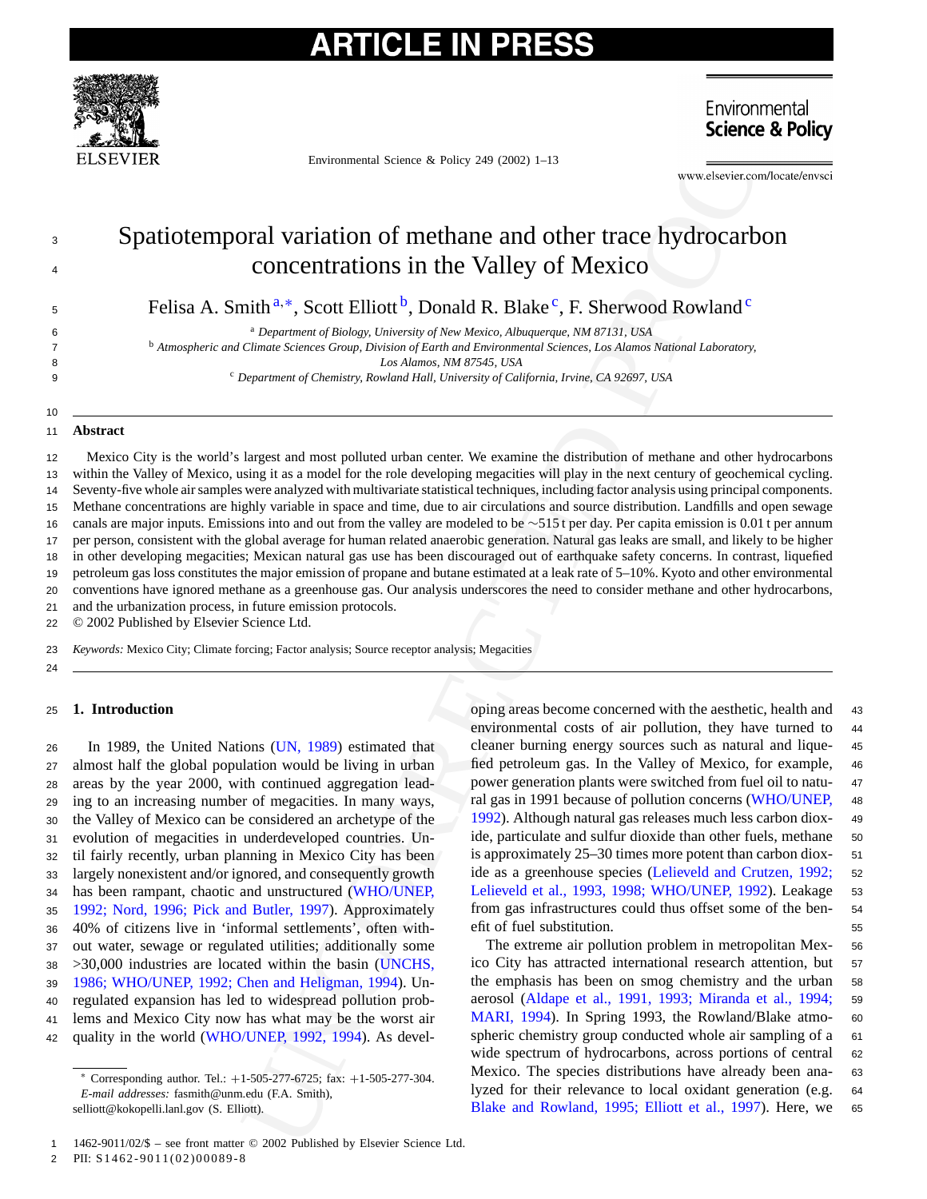# Spatiotemporal variation of methane and other trace hydrocarbon concentrations in the Valley of Mexico

Felisa A. Smith[a,*], Scott Elliott[b], Donald R. Blake[c], F. Sherwood Rowland[c]

[a] Department of Biology, University of New Mexico, Albuquerque, NM 87131, USA

[b] Atmospheric and Climate Sciences Group, Division of Earth and Environmental Sciences, Los Alamos National Laboratory, Los Alamos, NM 87545, USA

[c] Department of Chemistry, Rowland Hall, University of California, Irvine, CA 92697, USA

## Abstract

Mexico City is the world's largest and most polluted urban center. We examine the distribution of methane and other hydrocarbons within the Valley of Mexico, using it as a model for the role developing megacities will play in the next century of geochemical cycling. Seventy-five whole air samples were analyzed with multivariate statistical techniques, including factor analysis using principal components. Methane concentrations are highly variable in space and time, due to air circulations and source distribution. Landfills and open sewage canals are major inputs. Emissions into and out from the valley are modeled to be ~515 t per day. Per capita emission is 0.01 t per annum per person, consistent with the global average for human related anaerobic generation. Natural gas leaks are small, and likely to be higher in other developing megacities; Mexican natural gas use has been discouraged out of earthquake safety concerns. In contrast, liquefied petroleum gas loss constitutes the major emission of propane and butane estimated at a leak rate of 5–10%. Kyoto and other environmental conventions have ignored methane as a greenhouse gas. Our analysis underscores the need to consider methane and other hydrocarbons, and the urbanization process, in future emission protocols.

© 2002 Published by Elsevier Science Ltd.

*Keywords:* Mexico City; Climate forcing; Factor analysis; Source receptor analysis; Megacities

## 1. Introduction

In 1989, the United Nations (UN, 1989) estimated that almost half the global population would be living in urban areas by the year 2000, with continued aggregation leading to an increasing number of megacities. In many ways, the Valley of Mexico can be considered an archetype of the evolution of megacities in underdeveloped countries. Until fairly recently, urban planning in Mexico City has been largely nonexistent and/or ignored, and consequently growth has been rampant, chaotic and unstructured (WHO/UNEP, 1992; Nord, 1996; Pick and Butler, 1997). Approximately 40% of citizens live in 'informal settlements', often without water, sewage or regulated utilities; additionally some >30,000 industries are located within the basin (UNCHS, 1986; WHO/UNEP, 1992; Chen and Heligman, 1994). Unregulated expansion has led to widespread pollution problems and Mexico City now has what may be the worst air quality in the world (WHO/UNEP, 1992, 1994). As developing areas become concerned with the aesthetic, health and environmental costs of air pollution, they have turned to cleaner burning energy sources such as natural and liquefied petroleum gas. In the Valley of Mexico, for example, power generation plants were switched from fuel oil to natural gas in 1991 because of pollution concerns (WHO/UNEP, 1992). Although natural gas releases much less carbon dioxide, particulate and sulfur dioxide than other fuels, methane is approximately 25–30 times more potent than carbon dioxide as a greenhouse species (Lelieveld and Crutzen, 1992; Lelieveld et al., 1993, 1998; WHO/UNEP, 1992). Leakage from gas infrastructures could thus offset some of the benefit of fuel substitution.

The extreme air pollution problem in metropolitan Mexico City has attracted international research attention, but the emphasis has been on smog chemistry and the urban aerosol (Aldape et al., 1991, 1993; Miranda et al., 1994; MARI, 1994). In Spring 1993, the Rowland/Blake atmospheric chemistry group conducted whole air sampling of a wide spectrum of hydrocarbons, across portions of central Mexico. The species distributions have already been analyzed for their relevance to local oxidant generation (e.g. Blake and Rowland, 1995; Elliott et al., 1997). Here, we

* Corresponding author. Tel.: +1-505-277-6725; fax: +1-505-277-304.
*E-mail addresses:* fasmith@unm.edu (F.A. Smith), selliott@kokopelli.lanl.gov (S. Elliott).

1462-9011/02/$ – see front matter © 2002 Published by Elsevier Science Ltd.
PII: S1462-9011(02)00089-8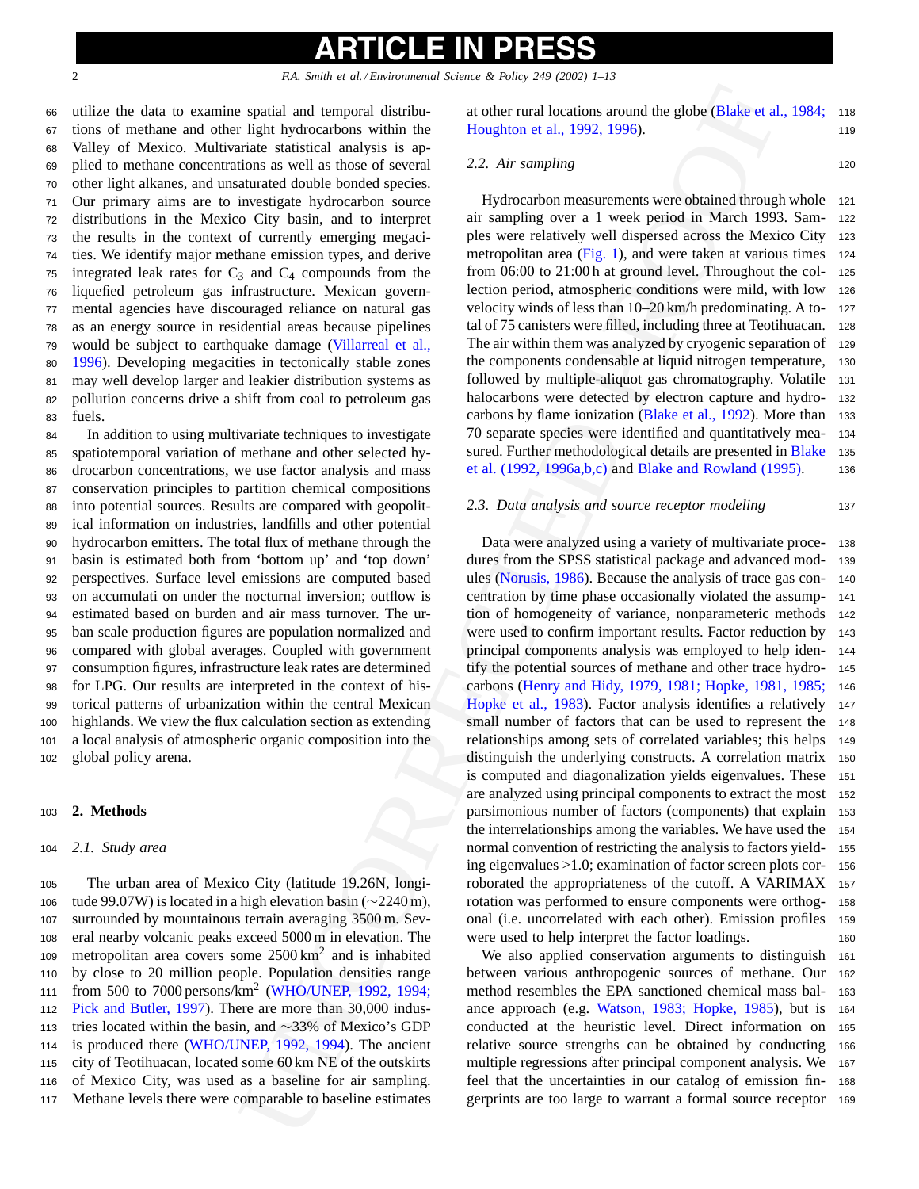utilize the data to examine spatial and temporal distributions of methane and other light hydrocarbons within the Valley of Mexico. Multivariate statistical analysis is applied to methane concentrations as well as those of several other light alkanes, and unsaturated double bonded species. Our primary aims are to investigate hydrocarbon source distributions in the Mexico City basin, and to interpret the results in the context of currently emerging megacities. We identify major methane emission types, and derive integrated leak rates for $C_3$ and $C_4$ compounds from the liquefied petroleum gas infrastructure. Mexican governmental agencies have discouraged reliance on natural gas as an energy source in residential areas because pipelines would be subject to earthquake damage (Villarreal et al., 1996). Developing megacities in tectonically stable zones may well develop larger and leakier distribution systems as pollution concerns drive a shift from coal to petroleum gas fuels.

In addition to using multivariate techniques to investigate spatiotemporal variation of methane and other selected hydrocarbon concentrations, we use factor analysis and mass conservation principles to partition chemical compositions into potential sources. Results are compared with geopolitical information on industries, landfills and other potential hydrocarbon emitters. The total flux of methane through the basin is estimated both from 'bottom up' and 'top down' perspectives. Surface level emissions are computed based on accumulati on under the nocturnal inversion; outflow is estimated based on burden and air mass turnover. The urban scale production figures are population normalized and compared with global averages. Coupled with government consumption figures, infrastructure leak rates are determined for LPG. Our results are interpreted in the context of historical patterns of urbanization within the central Mexican highlands. We view the flux calculation section as extending a local analysis of atmospheric organic composition into the global policy arena.

## 2. Methods

### 2.1. Study area

The urban area of Mexico City (latitude 19.26N, longitude 99.07W) is located in a high elevation basin (~2240 m), surrounded by mountainous terrain averaging 3500 m. Several nearby volcanic peaks exceed 5000 m in elevation. The metropolitan area covers some 2500 km$^2$ and is inhabited by close to 20 million people. Population densities range from 500 to 7000 persons/km$^2$ (WHO/UNEP, 1992, 1994; Pick and Butler, 1997). There are more than 30,000 industries located within the basin, and ~33% of Mexico's GDP is produced there (WHO/UNEP, 1992, 1994). The ancient city of Teotihuacan, located some 60 km NE of the outskirts of Mexico City, was used as a baseline for air sampling. Methane levels there were comparable to baseline estimates at other rural locations around the globe (Blake et al., 1984; Houghton et al., 1992, 1996).

### 2.2. Air sampling

Hydrocarbon measurements were obtained through whole air sampling over a 1 week period in March 1993. Samples were relatively well dispersed across the Mexico City metropolitan area (Fig. 1), and were taken at various times from 06:00 to 21:00 h at ground level. Throughout the collection period, atmospheric conditions were mild, with low velocity winds of less than 10–20 km/h predominating. A total of 75 canisters were filled, including three at Teotihuacan. The air within them was analyzed by cryogenic separation of the components condensable at liquid nitrogen temperature, followed by multiple-aliquot gas chromatography. Volatile halocarbons were detected by electron capture and hydrocarbons by flame ionization (Blake et al., 1992). More than 70 separate species were identified and quantitatively measured. Further methodological details are presented in Blake et al. (1992, 1996a,b,c) and Blake and Rowland (1995).

### 2.3. Data analysis and source receptor modeling

Data were analyzed using a variety of multivariate procedures from the SPSS statistical package and advanced modules (Norusis, 1986). Because the analysis of trace gas concentration by time phase occasionally violated the assumption of homogeneity of variance, nonparameteric methods were used to confirm important results. Factor reduction by principal components analysis was employed to help identify the potential sources of methane and other trace hydrocarbons (Henry and Hidy, 1979, 1981; Hopke, 1981, 1985; Hopke et al., 1983). Factor analysis identifies a relatively small number of factors that can be used to represent the relationships among sets of correlated variables; this helps distinguish the underlying constructs. A correlation matrix is computed and diagonalization yields eigenvalues. These are analyzed using principal components to extract the most parsimonious number of factors (components) that explain the interrelationships among the variables. We have used the normal convention of restricting the analysis to factors yielding eigenvalues >1.0; examination of factor screen plots corroborated the appropriateness of the cutoff. A VARIMAX rotation was performed to ensure components were orthogonal (i.e. uncorrelated with each other). Emission profiles were used to help interpret the factor loadings.

We also applied conservation arguments to distinguish between various anthropogenic sources of methane. Our method resembles the EPA sanctioned chemical mass balance approach (e.g. Watson, 1983; Hopke, 1985), but is conducted at the heuristic level. Direct information on relative source strengths can be obtained by conducting multiple regressions after principal component analysis. We feel that the uncertainties in our catalog of emission fingerprints are too large to warrant a formal source receptor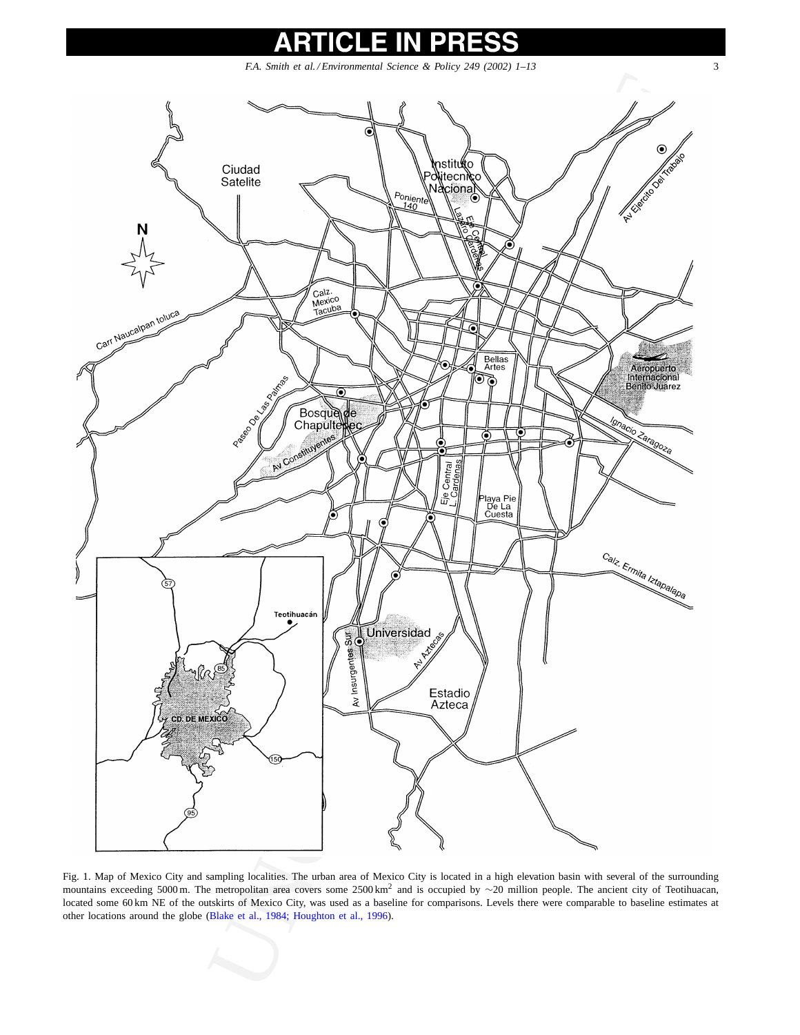Fig. 1. Map of Mexico City and sampling localities. The urban area of Mexico City is located in a high elevation basin with several of the surrounding mountains exceeding 5000 m. The metropolitan area covers some 2500 km$^2$ and is occupied by ∼20 million people. The ancient city of Teotihuacan, located some 60 km NE of the outskirts of Mexico City, was used as a baseline for comparisons. Levels there were comparable to baseline estimates at other locations around the globe (Blake et al., 1984; Houghton et al., 1996).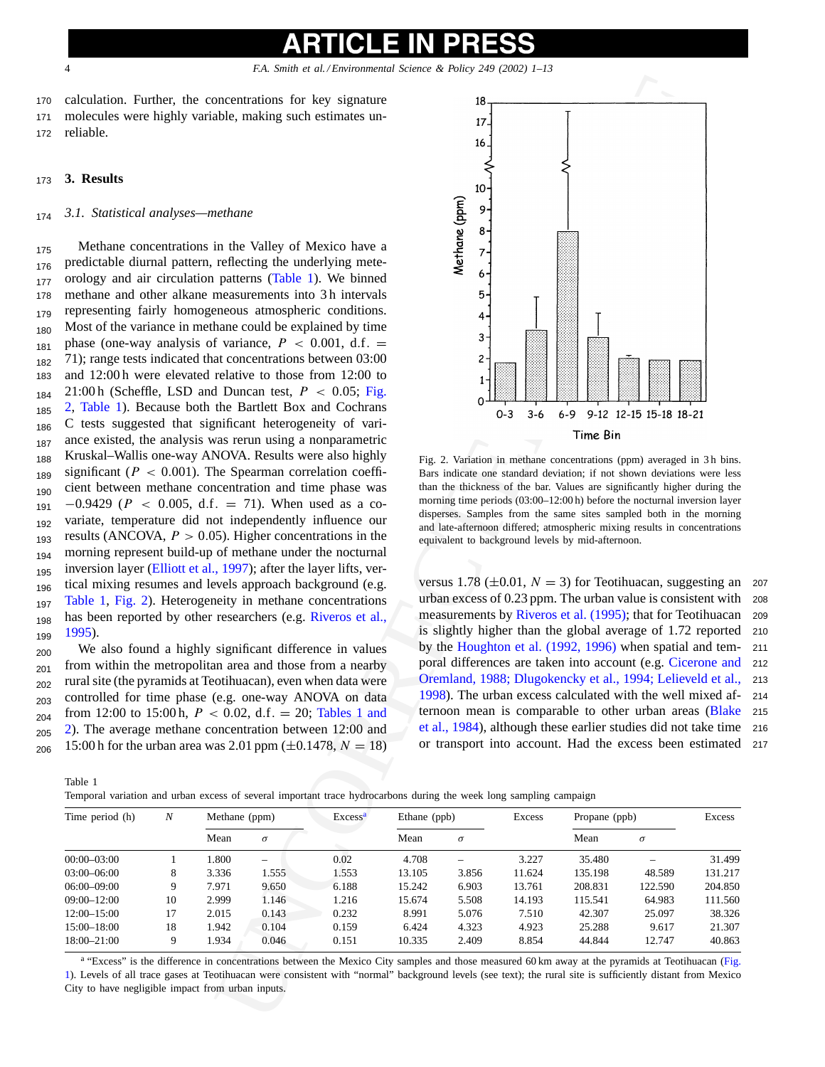calculation. Further, the concentrations for key signature molecules were highly variable, making such estimates unreliable.

## 3. Results

### *3.1. Statistical analyses—methane*

Methane concentrations in the Valley of Mexico have a predictable diurnal pattern, reflecting the underlying meteorology and air circulation patterns (Table 1). We binned methane and other alkane measurements into 3 h intervals representing fairly homogeneous atmospheric conditions. Most of the variance in methane could be explained by time phase (one-way analysis of variance, $P < 0.001$, d.f. $= 71$); range tests indicated that concentrations between 03:00 and 12:00 h were elevated relative to those from 12:00 to 21:00 h (Scheffle, LSD and Duncan test, $P < 0.05$; Fig. 2, Table 1). Because both the Bartlett Box and Cochrans C tests suggested that significant heterogeneity of variance existed, the analysis was rerun using a nonparametric Kruskal–Wallis one-way ANOVA. Results were also highly significant ($P < 0.001$). The Spearman correlation coefficient between methane concentration and time phase was $-0.9429$ ($P < 0.005$, d.f. $= 71$). When used as a covariate, temperature did not independently influence our results (ANCOVA, $P > 0.05$). Higher concentrations in the morning represent build-up of methane under the nocturnal inversion layer (Elliott et al., 1997); after the layer lifts, vertical mixing resumes and levels approach background (e.g. Table 1, Fig. 2). Heterogeneity in methane concentrations has been reported by other researchers (e.g. Riveros et al., 1995).

We also found a highly significant difference in values from within the metropolitan area and those from a nearby rural site (the pyramids at Teotihuacan), even when data were controlled for time phase (e.g. one-way ANOVA on data from 12:00 to 15:00 h, $P < 0.02$, d.f. $= 20$; Tables 1 and 2). The average methane concentration between 12:00 and 15:00 h for the urban area was 2.01 ppm ($\pm 0.1478$, $N = 18$) versus 1.78 ($\pm 0.01$, $N = 3$) for Teotihuacan, suggesting an urban excess of 0.23 ppm. The urban value is consistent with measurements by Riveros et al. (1995); that for Teotihuacan is slightly higher than the global average of 1.72 reported by the Houghton et al. (1992, 1996) when spatial and temporal differences are taken into account (e.g. Cicerone and Oremland, 1988; Dlugokencky et al., 1994; Lelieveld et al., 1998). The urban excess calculated with the well mixed afternoon mean is comparable to other urban areas (Blake et al., 1984), although these earlier studies did not take time or transport into account. Had the excess been estimated

Fig. 2. Variation in methane concentrations (ppm) averaged in 3 h bins. Bars indicate one standard deviation; if not shown deviations were less than the thickness of the bar. Values are significantly higher during the morning time periods (03:00–12:00 h) before the nocturnal inversion layer disperses. Samples from the same sites sampled both in the morning and late-afternoon differed; atmospheric mixing results in concentrations equivalent to background levels by mid-afternoon.

Table 1
Temporal variation and urban excess of several important trace hydrocarbons during the week long sampling campaign

| Time period (h) | $N$ | Methane (ppm) | | Excess[a] | Ethane (ppb) | | Excess | Propane (ppb) | | Excess |
|---|---|---|---|---|---|---|---|---|---|---|
| | | Mean | $\sigma$ | | Mean | $\sigma$ | | Mean | $\sigma$ | |
| 00:00–03:00 | 1 | 1.800 | – | 0.02 | 4.708 | – | 3.227 | 35.480 | – | 31.499 |
| 03:00–06:00 | 8 | 3.336 | 1.555 | 1.553 | 13.105 | 3.856 | 11.624 | 135.198 | 48.589 | 131.217 |
| 06:00–09:00 | 9 | 7.971 | 9.650 | 6.188 | 15.242 | 6.903 | 13.761 | 208.831 | 122.590 | 204.850 |
| 09:00–12:00 | 10 | 2.999 | 1.146 | 1.216 | 15.674 | 5.508 | 14.193 | 115.541 | 64.983 | 111.560 |
| 12:00–15:00 | 17 | 2.015 | 0.143 | 0.232 | 8.991 | 5.076 | 7.510 | 42.307 | 25.097 | 38.326 |
| 15:00–18:00 | 18 | 1.942 | 0.104 | 0.159 | 6.424 | 4.323 | 4.923 | 25.288 | 9.617 | 21.307 |
| 18:00–21:00 | 9 | 1.934 | 0.046 | 0.151 | 10.335 | 2.409 | 8.854 | 44.844 | 12.747 | 40.863 |

[a] "Excess" is the difference in concentrations between the Mexico City samples and those measured 60 km away at the pyramids at Teotihuacan (Fig. 1). Levels of all trace gases at Teotihuacan were consistent with "normal" background levels (see text); the rural site is sufficiently distant from Mexico City to have negligible impact from urban inputs.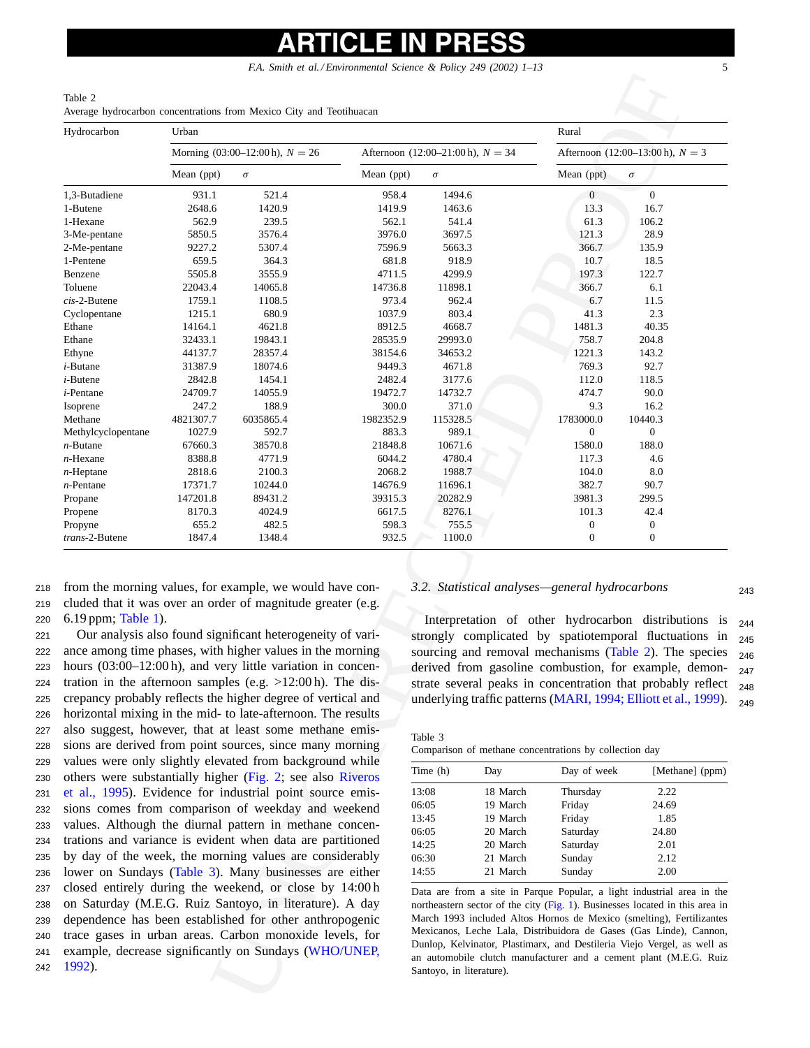Table 2
Average hydrocarbon concentrations from Mexico City and Teotihuacan

| Hydrocarbon | Urban | | | | Rural | |
|---|---|---|---|---|---|---|
| | Morning (03:00–12:00 h), $N = 26$ | | Afternoon (12:00–21:00 h), $N = 34$ | | Afternoon (12:00–13:00 h), $N = 3$ | |
| | Mean (ppt) | $\sigma$ | Mean (ppt) | $\sigma$ | Mean (ppt) | $\sigma$ |
| 1,3-Butadiene | 931.1 | 521.4 | 958.4 | 1494.6 | 0 | 0 |
| 1-Butene | 2648.6 | 1420.9 | 1419.9 | 1463.6 | 13.3 | 16.7 |
| 1-Hexane | 562.9 | 239.5 | 562.1 | 541.4 | 61.3 | 106.2 |
| 3-Me-pentane | 5850.5 | 3576.4 | 3976.0 | 3697.5 | 121.3 | 28.9 |
| 2-Me-pentane | 9227.2 | 5307.4 | 7596.9 | 5663.3 | 366.7 | 135.9 |
| 1-Pentene | 659.5 | 364.3 | 681.8 | 918.9 | 10.7 | 18.5 |
| Benzene | 5505.8 | 3555.9 | 4711.5 | 4299.9 | 197.3 | 122.7 |
| Toluene | 22043.4 | 14065.8 | 14736.8 | 11898.1 | 366.7 | 6.1 |
| *cis*-2-Butene | 1759.1 | 1108.5 | 973.4 | 962.4 | 6.7 | 11.5 |
| Cyclopentane | 1215.1 | 680.9 | 1037.9 | 803.4 | 41.3 | 2.3 |
| Ethane | 14164.1 | 4621.8 | 8912.5 | 4668.7 | 1481.3 | 40.35 |
| Ethane | 32433.1 | 19843.1 | 28535.9 | 29993.0 | 758.7 | 204.8 |
| Ethyne | 44137.7 | 28357.4 | 38154.6 | 34653.2 | 1221.3 | 143.2 |
| *i*-Butane | 31387.9 | 18074.6 | 9449.3 | 4671.8 | 769.3 | 92.7 |
| *i*-Butene | 2842.8 | 1454.1 | 2482.4 | 3177.6 | 112.0 | 118.5 |
| *i*-Pentane | 24709.7 | 14055.9 | 19472.7 | 14732.7 | 474.7 | 90.0 |
| Isoprene | 247.2 | 188.9 | 300.0 | 371.0 | 9.3 | 16.2 |
| Methane | 4821307.7 | 6035865.4 | 1982352.9 | 115328.5 | 1783000.0 | 10440.3 |
| Methylcyclopentane | 1027.9 | 592.7 | 883.3 | 989.1 | 0 | 0 |
| *n*-Butane | 67660.3 | 38570.8 | 21848.8 | 10671.6 | 1580.0 | 188.0 |
| *n*-Hexane | 8388.8 | 4771.9 | 6044.2 | 4780.4 | 117.3 | 4.6 |
| *n*-Heptane | 2818.6 | 2100.3 | 2068.2 | 1988.7 | 104.0 | 8.0 |
| *n*-Pentane | 17371.7 | 10244.0 | 14676.9 | 11696.1 | 382.7 | 90.7 |
| Propane | 147201.8 | 89431.2 | 39315.3 | 20282.9 | 3981.3 | 299.5 |
| Propene | 8170.3 | 4024.9 | 6617.5 | 8276.1 | 101.3 | 42.4 |
| Propyne | 655.2 | 482.5 | 598.3 | 755.5 | 0 | 0 |
| *trans*-2-Butene | 1847.4 | 1348.4 | 932.5 | 1100.0 | 0 | 0 |

from the morning values, for example, we would have concluded that it was over an order of magnitude greater (e.g. 6.19 ppm; Table 1).

Our analysis also found significant heterogeneity of variance among time phases, with higher values in the morning hours (03:00–12:00 h), and very little variation in concentration in the afternoon samples (e.g. >12:00 h). The discrepancy probably reflects the higher degree of vertical and horizontal mixing in the mid- to late-afternoon. The results also suggest, however, that at least some methane emissions are derived from point sources, since many morning values were only slightly elevated from background while others were substantially higher (Fig. 2; see also Riveros et al., 1995). Evidence for industrial point source emissions comes from comparison of weekday and weekend values. Although the diurnal pattern in methane concentrations and variance is evident when data are partitioned by day of the week, the morning values are considerably lower on Sundays (Table 3). Many businesses are either closed entirely during the weekend, or close by 14:00 h on Saturday (M.E.G. Ruiz Santoyo, in literature). A day dependence has been established for other anthropogenic trace gases in urban areas. Carbon monoxide levels, for example, decrease significantly on Sundays (WHO/UNEP, 1992).

### 3.2. Statistical analyses—general hydrocarbons

Interpretation of other hydrocarbon distributions is strongly complicated by spatiotemporal fluctuations in sourcing and removal mechanisms (Table 2). The species derived from gasoline combustion, for example, demonstrate several peaks in concentration that probably reflect underlying traffic patterns (MARI, 1994; Elliott et al., 1999).

Table 3
Comparison of methane concentrations by collection day

| Time (h) | Day | Day of week | [Methane] (ppm) |
|---|---|---|---|
| 13:08 | 18 March | Thursday | 2.22 |
| 06:05 | 19 March | Friday | 24.69 |
| 13:45 | 19 March | Friday | 1.85 |
| 06:05 | 20 March | Saturday | 24.80 |
| 14:25 | 20 March | Saturday | 2.01 |
| 06:30 | 21 March | Sunday | 2.12 |
| 14:55 | 21 March | Sunday | 2.00 |

Data are from a site in Parque Popular, a light industrial area in the northeastern sector of the city (Fig. 1). Businesses located in this area in March 1993 included Altos Hornos de Mexico (smelting), Fertilizantes Mexicanos, Leche Lala, Distribuidora de Gases (Gas Linde), Cannon, Dunlop, Kelvinator, Plastimarx, and Destileria Viejo Vergel, as well as an automobile clutch manufacturer and a cement plant (M.E.G. Ruiz Santoyo, in literature).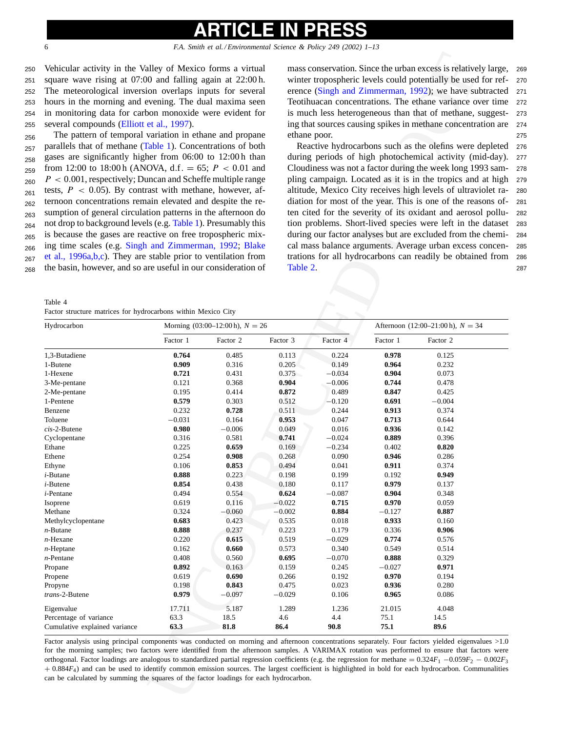Vehicular activity in the Valley of Mexico forms a virtual square wave rising at 07:00 and falling again at 22:00 h. The meteorological inversion overlaps inputs for several hours in the morning and evening. The dual maxima seen in monitoring data for carbon monoxide were evident for several compounds (Elliott et al., 1997).

The pattern of temporal variation in ethane and propane parallels that of methane (Table 1). Concentrations of both gases are significantly higher from 06:00 to 12:00 h than from 12:00 to 18:00 h (ANOVA, d.f. = 65; $P < 0.01$ and $P < 0.001$, respectively; Duncan and Scheffe multiple range tests, $P < 0.05$). By contrast with methane, however, afternoon concentrations remain elevated and despite the resumption of general circulation patterns in the afternoon do not drop to background levels (e.g. Table 1). Presumably this is because the gases are reactive on free tropospheric mixing time scales (e.g. Singh and Zimmerman, 1992; Blake et al., 1996a,b,c). They are stable prior to ventilation from the basin, however, and so are useful in our consideration of mass conservation. Since the urban excess is relatively large, winter tropospheric levels could potentially be used for reference (Singh and Zimmerman, 1992); we have subtracted Teotihuacan concentrations. The ethane variance over time is much less heterogeneous than that of methane, suggesting that sources causing spikes in methane concentration are ethane poor.

Reactive hydrocarbons such as the olefins were depleted during periods of high photochemical activity (mid-day). Cloudiness was not a factor during the week long 1993 sampling campaign. Located as it is in the tropics and at high altitude, Mexico City receives high levels of ultraviolet radiation for most of the year. This is one of the reasons often cited for the severity of its oxidant and aerosol pollution problems. Short-lived species were left in the dataset during our factor analyses but are excluded from the chemical mass balance arguments. Average urban excess concentrations for all hydrocarbons can readily be obtained from Table 2.

Table 4
Factor structure matrices for hydrocarbons within Mexico City

| Hydrocarbon | Morning (03:00–12:00 h), $N = 26$ | | | | Afternoon (12:00–21:00 h), $N = 34$ | |
|---|---|---|---|---|---|---|
| | Factor 1 | Factor 2 | Factor 3 | Factor 4 | Factor 1 | Factor 2 |
| 1,3-Butadiene | **0.764** | 0.485 | 0.113 | 0.224 | **0.978** | 0.125 |
| 1-Butene | **0.909** | 0.316 | 0.205 | 0.149 | **0.964** | 0.232 |
| 1-Hexene | **0.721** | 0.431 | 0.375 | −0.034 | **0.904** | 0.073 |
| 3-Me-pentane | 0.121 | 0.368 | **0.904** | −0.006 | **0.744** | 0.478 |
| 2-Me-pentane | 0.195 | 0.414 | **0.872** | 0.489 | **0.847** | 0.425 |
| 1-Pentene | **0.579** | 0.303 | 0.512 | −0.120 | **0.691** | −0.004 |
| Benzene | 0.232 | **0.728** | 0.511 | 0.244 | **0.913** | 0.374 |
| Toluene | −0.031 | 0.164 | **0.953** | 0.047 | **0.713** | 0.644 |
| *cis*-2-Butene | **0.980** | −0.006 | 0.049 | 0.016 | **0.936** | 0.142 |
| Cyclopentane | 0.316 | 0.581 | **0.741** | −0.024 | **0.889** | 0.396 |
| Ethane | 0.225 | **0.659** | 0.169 | −0.234 | 0.402 | **0.820** |
| Ethene | 0.254 | **0.908** | 0.268 | 0.090 | **0.946** | 0.286 |
| Ethyne | 0.106 | **0.853** | 0.494 | 0.041 | **0.911** | 0.374 |
| *i*-Butane | **0.888** | 0.223 | 0.198 | 0.199 | 0.192 | **0.949** |
| *i*-Butene | **0.854** | 0.438 | 0.180 | 0.117 | **0.979** | 0.137 |
| *i*-Pentane | 0.494 | 0.554 | **0.624** | −0.087 | **0.904** | 0.348 |
| Isoprene | 0.619 | 0.116 | −0.022 | **0.715** | **0.970** | 0.059 |
| Methane | 0.324 | −0.060 | −0.002 | **0.884** | −0.127 | **0.887** |
| Methylcyclopentane | **0.683** | 0.423 | 0.535 | 0.018 | **0.933** | 0.160 |
| *n*-Butane | **0.888** | 0.237 | 0.223 | 0.179 | 0.336 | **0.906** |
| *n*-Hexane | 0.220 | **0.615** | 0.519 | −0.029 | **0.774** | 0.576 |
| *n*-Heptane | 0.162 | **0.660** | 0.573 | 0.340 | 0.549 | 0.514 |
| *n*-Pentane | 0.408 | 0.560 | **0.695** | −0.070 | **0.888** | 0.329 |
| Propane | **0.892** | 0.163 | 0.159 | 0.245 | −0.027 | **0.971** |
| Propene | 0.619 | **0.690** | 0.266 | 0.192 | **0.970** | 0.194 |
| Propyne | 0.198 | **0.843** | 0.475 | 0.023 | **0.936** | 0.280 |
| *trans*-2-Butene | **0.979** | −0.097 | −0.029 | 0.106 | **0.965** | 0.086 |
| Eigenvalue | 17.711 | 5.187 | 1.289 | 1.236 | 21.015 | 4.048 |
| Percentage of variance | 63.3 | 18.5 | 4.6 | 4.4 | 75.1 | 14.5 |
| Cumulative explained variance | **63.3** | **81.8** | **86.4** | **90.8** | **75.1** | **89.6** |

Factor analysis using principal components was conducted on morning and afternoon concentrations separately. Four factors yielded eigenvalues >1.0 for the morning samples; two factors were identified from the afternoon samples. A VARIMAX rotation was performed to ensure that factors were orthogonal. Factor loadings are analogous to standardized partial regression coefficients (e.g. the regression for methane $= 0.324F_1 - 0.059F_2 - 0.002F_3 + 0.884F_4$) and can be used to identify common emission sources. The largest coefficient is highlighted in bold for each hydrocarbon. Communalities can be calculated by summing the squares of the factor loadings for each hydrocarbon.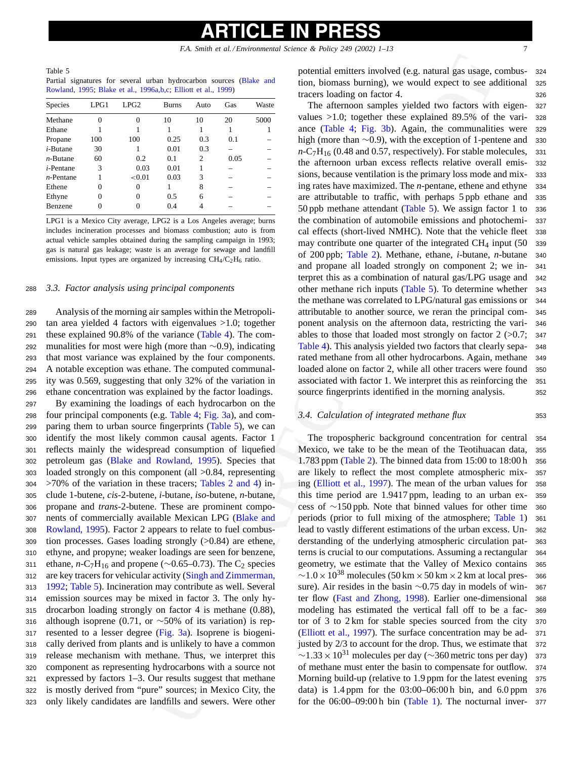Table 5
Partial signatures for several urban hydrocarbon sources (Blake and Rowland, 1995; Blake et al., 1996a,b,c; Elliott et al., 1999)

| Species | LPG1 | LPG2 | Burns | Auto | Gas | Waste |
|---|---|---|---|---|---|---|
| Methane | 0 | 0 | 10 | 10 | 20 | 5000 |
| Ethane | 1 | 1 | 1 | 1 | 1 | 1 |
| Propane | 100 | 100 | 0.25 | 0.3 | 0.1 | – |
| *i*-Butane | 30 | 1 | 0.01 | 0.3 | – | – |
| *n*-Butane | 60 | 0.2 | 0.1 | 2 | 0.05 | – |
| *i*-Pentane | 3 | 0.03 | 0.01 | 1 | – | – |
| *n*-Pentane | 1 | <0.01 | 0.03 | 3 | – | – |
| Ethene | 0 | 0 | 1 | 8 | – | – |
| Ethyne | 0 | 0 | 0.5 | 6 | – | – |
| Benzene | 0 | 0 | 0.4 | 4 | – | – |

LPG1 is a Mexico City average, LPG2 is a Los Angeles average; burns includes incineration processes and biomass combustion; auto is from actual vehicle samples obtained during the sampling campaign in 1993; gas is natural gas leakage; waste is an average for sewage and landfill emissions. Input types are organized by increasing $CH_4/C_2H_6$ ratio.

### 3.3. Factor analysis using principal components

Analysis of the morning air samples within the Metropolitan area yielded 4 factors with eigenvalues >1.0; together these explained 90.8% of the variance (Table 4). The communalities for most were high (more than ~0.9), indicating that most variance was explained by the four components. A notable exception was ethane. The computed communality was 0.569, suggesting that only 32% of the variation in ethane concentration was explained by the factor loadings.

By examining the loadings of each hydrocarbon on the four principal components (e.g. Table 4; Fig. 3a), and comparing them to urban source fingerprints (Table 5), we can identify the most likely common causal agents. Factor 1 reflects mainly the widespread consumption of liquefied petroleum gas (Blake and Rowland, 1995). Species that loaded strongly on this component (all >0.84, representing >70% of the variation in these tracers; Tables 2 and 4) include 1-butene, *cis*-2-butene, *i*-butane, *iso*-butene, *n*-butane, propane and *trans*-2-butene. These are prominent components of commercially available Mexican LPG (Blake and Rowland, 1995). Factor 2 appears to relate to fuel combustion processes. Gases loading strongly (>0.84) are ethene, ethyne, and propyne; weaker loadings are seen for benzene, ethane, *n*-$C_7H_{16}$ and propene (~0.65–0.73). The $C_2$ species are key tracers for vehicular activity (Singh and Zimmerman, 1992; Table 5). Incineration may contribute as well. Several emission sources may be mixed in factor 3. The only hydrocarbon loading strongly on factor 4 is methane (0.88), although isoprene (0.71, or ~50% of its variation) is represented to a lesser degree (Fig. 3a). Isoprene is biogenically derived from plants and is unlikely to have a common release mechanism with methane. Thus, we interpret this component as representing hydrocarbons with a source not expressed by factors 1–3. Our results suggest that methane is mostly derived from "pure" sources; in Mexico City, the only likely candidates are landfills and sewers. Were other potential emitters involved (e.g. natural gas usage, combustion, biomass burning), we would expect to see additional tracers loading on factor 4.

The afternoon samples yielded two factors with eigenvalues >1.0; together these explained 89.5% of the variance (Table 4; Fig. 3b). Again, the communalities were high (more than ~0.9), with the exception of 1-pentene and *n*-$C_7H_{16}$ (0.48 and 0.57, respectively). For stable molecules, the afternoon urban excess reflects relative overall emissions, because ventilation is the primary loss mode and mixing rates have maximized. The *n*-pentane, ethene and ethyne are attributable to traffic, with perhaps 5 ppb ethane and 50 ppb methane attendant (Table 5). We assign factor 1 to the combination of automobile emissions and photochemical effects (short-lived NMHC). Note that the vehicle fleet may contribute one quarter of the integrated $CH_4$ input (50 of 200 ppb; Table 2). Methane, ethane, *i*-butane, *n*-butane and propane all loaded strongly on component 2; we interpret this as a combination of natural gas/LPG usage and other methane rich inputs (Table 5). To determine whether the methane was correlated to LPG/natural gas emissions or attributable to another source, we reran the principal component analysis on the afternoon data, restricting the variables to those that loaded most strongly on factor 2 (>0.7; Table 4). This analysis yielded two factors that clearly separated methane from all other hydrocarbons. Again, methane loaded alone on factor 2, while all other tracers were found associated with factor 1. We interpret this as reinforcing the source fingerprints identified in the morning analysis.

### 3.4. Calculation of integrated methane flux

The tropospheric background concentration for central Mexico, we take to be the mean of the Teotihuacan data, 1.783 ppm (Table 2). The binned data from 15:00 to 18:00 h are likely to reflect the most complete atmospheric mixing (Elliott et al., 1997). The mean of the urban values for this time period are 1.9417 ppm, leading to an urban excess of ~150 ppb. Note that binned values for other time periods (prior to full mixing of the atmosphere; Table 1) lead to vastly different estimations of the urban excess. Understanding of the underlying atmospheric circulation patterns is crucial to our computations. Assuming a rectangular geometry, we estimate that the Valley of Mexico contains $\sim 1.0 \times 10^{38}$ molecules (50 km × 50 km × 2 km at local pressure). Air resides in the basin ~0.75 day in models of winter flow (Fast and Zhong, 1998). Earlier one-dimensional modeling has estimated the vertical fall off to be a factor of 3 to 2 km for stable species sourced from the city (Elliott et al., 1997). The surface concentration may be adjusted by 2/3 to account for the drop. Thus, we estimate that $\sim 1.33 \times 10^{31}$ molecules per day (~360 metric tons per day) of methane must enter the basin to compensate for outflow. Morning build-up (relative to 1.9 ppm for the latest evening data) is 1.4 ppm for the 03:00–06:00 h bin, and 6.0 ppm for the 06:00–09:00 h bin (Table 1). The nocturnal inver-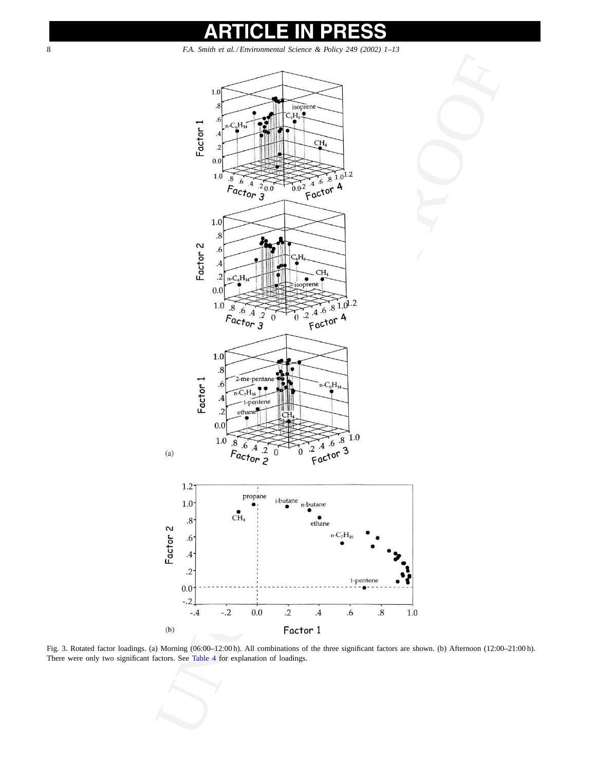Fig. 3. Rotated factor loadings. (a) Morning (06:00–12:00 h). All combinations of the three significant factors are shown. (b) Afternoon (12:00–21:00 h). There were only two significant factors. See Table 4 for explanation of loadings.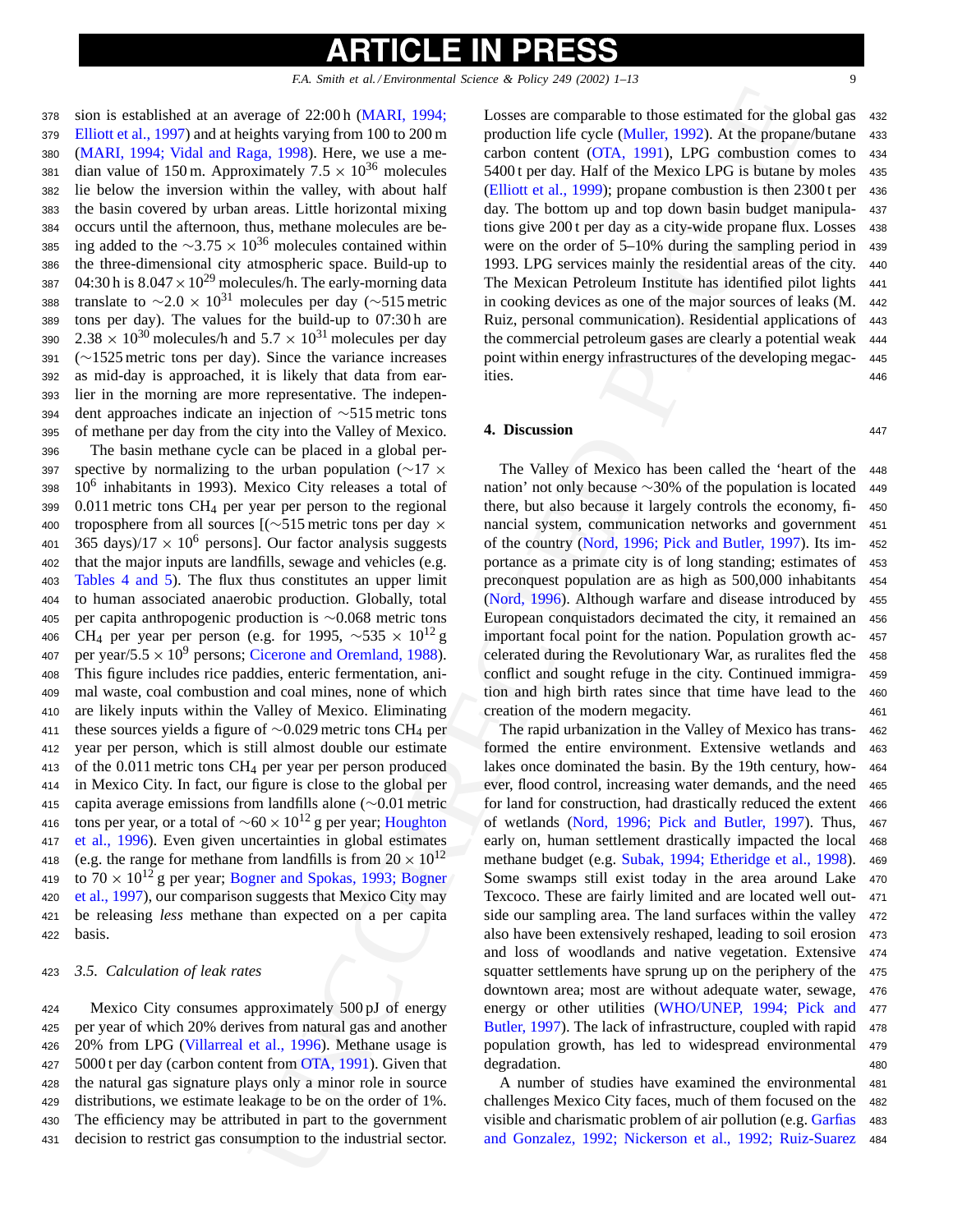sion is established at an average of 22:00 h (MARI, 1994; Elliott et al., 1997) and at heights varying from 100 to 200 m (MARI, 1994; Vidal and Raga, 1998). Here, we use a median value of 150 m. Approximately $7.5 \times 10^{36}$ molecules lie below the inversion within the valley, with about half the basin covered by urban areas. Little horizontal mixing occurs until the afternoon, thus, methane molecules are being added to the $\sim 3.75 \times 10^{36}$ molecules contained within the three-dimensional city atmospheric space. Build-up to 04:30 h is $8.047 \times 10^{29}$ molecules/h. The early-morning data translate to $\sim 2.0 \times 10^{31}$ molecules per day ($\sim$515 metric tons per day). The values for the build-up to 07:30 h are $2.38 \times 10^{30}$ molecules/h and $5.7 \times 10^{31}$ molecules per day ($\sim$1525 metric tons per day). Since the variance increases as mid-day is approached, it is likely that data from earlier in the morning are more representative. The independent approaches indicate an injection of $\sim$515 metric tons of methane per day from the city into the Valley of Mexico.

The basin methane cycle can be placed in a global perspective by normalizing to the urban population ($\sim 17 \times 10^6$ inhabitants in 1993). Mexico City releases a total of 0.011 metric tons $CH_4$ per year per person to the regional troposphere from all sources [($\sim$515 metric tons per day $\times$ 365 days)/$17 \times 10^6$ persons]. Our factor analysis suggests that the major inputs are landfills, sewage and vehicles (e.g. Tables 4 and 5). The flux thus constitutes an upper limit to human associated anaerobic production. Globally, total per capita anthropogenic production is $\sim$0.068 metric tons $CH_4$ per year per person (e.g. for 1995, $\sim 535 \times 10^{12}$ g per year/$5.5 \times 10^9$ persons; Cicerone and Oremland, 1988). This figure includes rice paddies, enteric fermentation, animal waste, coal combustion and coal mines, none of which are likely inputs within the Valley of Mexico. Eliminating these sources yields a figure of $\sim$0.029 metric tons $CH_4$ per year per person, which is still almost double our estimate of the 0.011 metric tons $CH_4$ per year per person produced in Mexico City. In fact, our figure is close to the global per capita average emissions from landfills alone ($\sim$0.01 metric tons per year, or a total of $\sim 60 \times 10^{12}$ g per year; Houghton et al., 1996). Even given uncertainties in global estimates (e.g. the range for methane from landfills is from $20 \times 10^{12}$ to $70 \times 10^{12}$ g per year; Bogner and Spokas, 1993; Bogner et al., 1997), our comparison suggests that Mexico City may be releasing *less* methane than expected on a per capita basis.

### 3.5. Calculation of leak rates

Mexico City consumes approximately 500 pJ of energy per year of which 20% derives from natural gas and another 20% from LPG (Villarreal et al., 1996). Methane usage is 5000 t per day (carbon content from OTA, 1991). Given that the natural gas signature plays only a minor role in source distributions, we estimate leakage to be on the order of 1%. The efficiency may be attributed in part to the government decision to restrict gas consumption to the industrial sector. Losses are comparable to those estimated for the global gas production life cycle (Muller, 1992). At the propane/butane carbon content (OTA, 1991), LPG combustion comes to 5400 t per day. Half of the Mexico LPG is butane by moles (Elliott et al., 1999); propane combustion is then 2300 t per day. The bottom up and top down basin budget manipulations give 200 t per day as a city-wide propane flux. Losses were on the order of 5–10% during the sampling period in 1993. LPG services mainly the residential areas of the city. The Mexican Petroleum Institute has identified pilot lights in cooking devices as one of the major sources of leaks (M. Ruiz, personal communication). Residential applications of the commercial petroleum gases are clearly a potential weak point within energy infrastructures of the developing megacities.

## 4. Discussion

The Valley of Mexico has been called the 'heart of the nation' not only because $\sim$30% of the population is located there, but also because it largely controls the economy, financial system, communication networks and government of the country (Nord, 1996; Pick and Butler, 1997). Its importance as a primate city is of long standing; estimates of preconquest population are as high as 500,000 inhabitants (Nord, 1996). Although warfare and disease introduced by European conquistadors decimated the city, it remained an important focal point for the nation. Population growth accelerated during the Revolutionary War, as ruralites fled the conflict and sought refuge in the city. Continued immigration and high birth rates since that time have lead to the creation of the modern megacity.

The rapid urbanization in the Valley of Mexico has transformed the entire environment. Extensive wetlands and lakes once dominated the basin. By the 19th century, however, flood control, increasing water demands, and the need for land for construction, had drastically reduced the extent of wetlands (Nord, 1996; Pick and Butler, 1997). Thus, early on, human settlement drastically impacted the local methane budget (e.g. Subak, 1994; Etheridge et al., 1998). Some swamps still exist today in the area around Lake Texcoco. These are fairly limited and are located well outside our sampling area. The land surfaces within the valley also have been extensively reshaped, leading to soil erosion and loss of woodlands and native vegetation. Extensive squatter settlements have sprung up on the periphery of the downtown area; most are without adequate water, sewage, energy or other utilities (WHO/UNEP, 1994; Pick and Butler, 1997). The lack of infrastructure, coupled with rapid population growth, has led to widespread environmental degradation.

A number of studies have examined the environmental challenges Mexico City faces, much of them focused on the visible and charismatic problem of air pollution (e.g. Garfias and Gonzalez, 1992; Nickerson et al., 1992; Ruiz-Suarez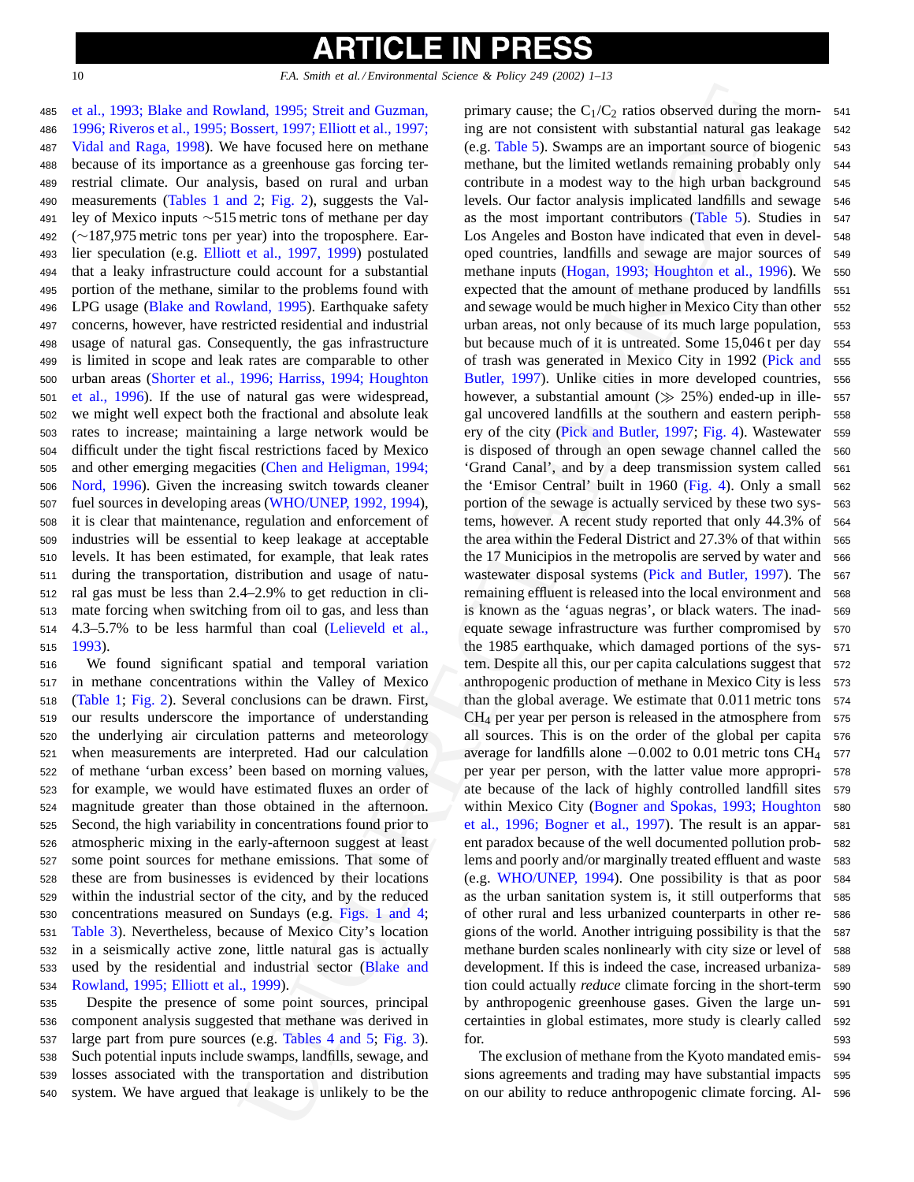et al., 1993; Blake and Rowland, 1995; Streit and Guzman, 1996; Riveros et al., 1995; Bossert, 1997; Elliott et al., 1997; Vidal and Raga, 1998). We have focused here on methane because of its importance as a greenhouse gas forcing terrestrial climate. Our analysis, based on rural and urban measurements (Tables 1 and 2; Fig. 2), suggests the Valley of Mexico inputs ~515 metric tons of methane per day (~187,975 metric tons per year) into the troposphere. Earlier speculation (e.g. Elliott et al., 1997, 1999) postulated that a leaky infrastructure could account for a substantial portion of the methane, similar to the problems found with LPG usage (Blake and Rowland, 1995). Earthquake safety concerns, however, have restricted residential and industrial usage of natural gas. Consequently, the gas infrastructure is limited in scope and leak rates are comparable to other urban areas (Shorter et al., 1996; Harriss, 1994; Houghton et al., 1996). If the use of natural gas were widespread, we might well expect both the fractional and absolute leak rates to increase; maintaining a large network would be difficult under the tight fiscal restrictions faced by Mexico and other emerging megacities (Chen and Heligman, 1994; Nord, 1996). Given the increasing switch towards cleaner fuel sources in developing areas (WHO/UNEP, 1992, 1994), it is clear that maintenance, regulation and enforcement of industries will be essential to keep leakage at acceptable levels. It has been estimated, for example, that leak rates during the transportation, distribution and usage of natural gas must be less than 2.4–2.9% to get reduction in climate forcing when switching from oil to gas, and less than 4.3–5.7% to be less harmful than coal (Lelieveld et al., 1993).

We found significant spatial and temporal variation in methane concentrations within the Valley of Mexico (Table 1; Fig. 2). Several conclusions can be drawn. First, our results underscore the importance of understanding the underlying air circulation patterns and meteorology when measurements are interpreted. Had our calculation of methane 'urban excess' been based on morning values, for example, we would have estimated fluxes an order of magnitude greater than those obtained in the afternoon. Second, the high variability in concentrations found prior to atmospheric mixing in the early-afternoon suggest at least some point sources for methane emissions. That some of these are from businesses is evidenced by their locations within the industrial sector of the city, and by the reduced concentrations measured on Sundays (e.g. Figs. 1 and 4; Table 3). Nevertheless, because of Mexico City's location in a seismically active zone, little natural gas is actually used by the residential and industrial sector (Blake and Rowland, 1995; Elliott et al., 1999).

Despite the presence of some point sources, principal component analysis suggested that methane was derived in large part from pure sources (e.g. Tables 4 and 5; Fig. 3). Such potential inputs include swamps, landfills, sewage, and losses associated with the transportation and distribution system. We have argued that leakage is unlikely to be the primary cause; the $C_1/C_2$ ratios observed during the morning are not consistent with substantial natural gas leakage (e.g. Table 5). Swamps are an important source of biogenic methane, but the limited wetlands remaining probably only contribute in a modest way to the high urban background levels. Our factor analysis implicated landfills and sewage as the most important contributors (Table 5). Studies in Los Angeles and Boston have indicated that even in developed countries, landfills and sewage are major sources of methane inputs (Hogan, 1993; Houghton et al., 1996). We expected that the amount of methane produced by landfills and sewage would be much higher in Mexico City than other urban areas, not only because of its much large population, but because much of it is untreated. Some 15,046 t per day of trash was generated in Mexico City in 1992 (Pick and Butler, 1997). Unlike cities in more developed countries, however, a substantial amount ($\gg$ 25%) ended-up in illegal uncovered landfills at the southern and eastern periphery of the city (Pick and Butler, 1997; Fig. 4). Wastewater is disposed of through an open sewage channel called the 'Grand Canal', and by a deep transmission system called the 'Emisor Central' built in 1960 (Fig. 4). Only a small portion of the sewage is actually serviced by these two systems, however. A recent study reported that only 44.3% of the area within the Federal District and 27.3% of that within the 17 Municipios in the metropolis are served by water and wastewater disposal systems (Pick and Butler, 1997). The remaining effluent is released into the local environment and is known as the 'aguas negras', or black waters. The inadequate sewage infrastructure was further compromised by the 1985 earthquake, which damaged portions of the system. Despite all this, our per capita calculations suggest that anthropogenic production of methane in Mexico City is less than the global average. We estimate that 0.011 metric tons $CH_4$ per year per person is released in the atmosphere from all sources. This is on the order of the global per capita average for landfills alone −0.002 to 0.01 metric tons $CH_4$ per year per person, with the latter value more appropriate because of the lack of highly controlled landfill sites within Mexico City (Bogner and Spokas, 1993; Houghton et al., 1996; Bogner et al., 1997). The result is an apparent paradox because of the well documented pollution problems and poorly and/or marginally treated effluent and waste (e.g. WHO/UNEP, 1994). One possibility is that as poor as the urban sanitation system is, it still outperforms that of other rural and less urbanized counterparts in other regions of the world. Another intriguing possibility is that the methane burden scales nonlinearly with city size or level of development. If this is indeed the case, increased urbanization could actually *reduce* climate forcing in the short-term by anthropogenic greenhouse gases. Given the large uncertainties in global estimates, more study is clearly called for.

The exclusion of methane from the Kyoto mandated emissions agreements and trading may have substantial impacts on our ability to reduce anthropogenic climate forcing. Al-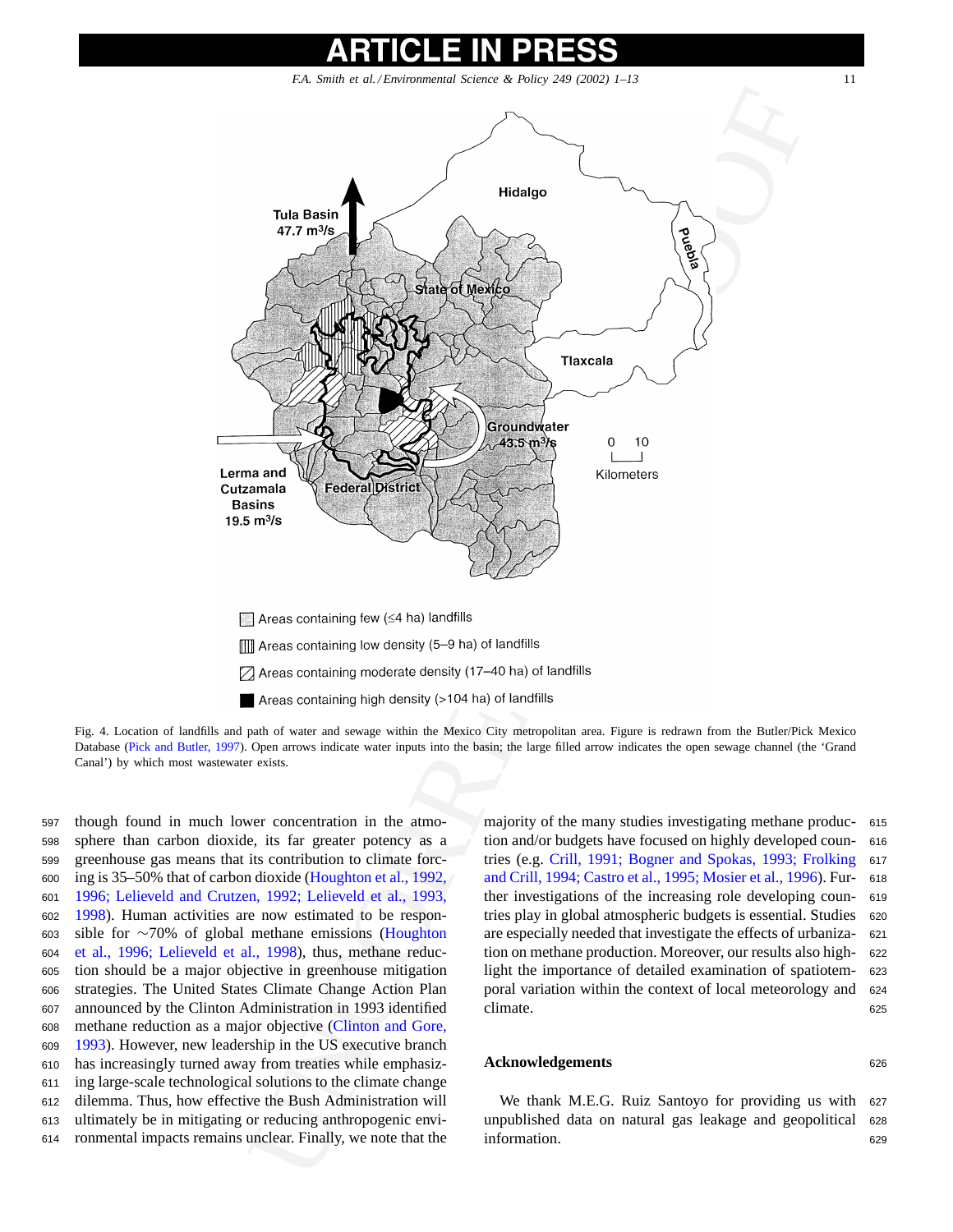Fig. 4. Location of landfills and path of water and sewage within the Mexico City metropolitan area. Figure is redrawn from the Butler/Pick Mexico Database (Pick and Butler, 1997). Open arrows indicate water inputs into the basin; the large filled arrow indicates the open sewage channel (the 'Grand Canal') by which most wastewater exists.

though found in much lower concentration in the atmosphere than carbon dioxide, its far greater potency as a greenhouse gas means that its contribution to climate forcing is 35–50% that of carbon dioxide (Houghton et al., 1992, 1996; Lelieveld and Crutzen, 1992; Lelieveld et al., 1993, 1998). Human activities are now estimated to be responsible for ~70% of global methane emissions (Houghton et al., 1996; Lelieveld et al., 1998), thus, methane reduction should be a major objective in greenhouse mitigation strategies. The United States Climate Change Action Plan announced by the Clinton Administration in 1993 identified methane reduction as a major objective (Clinton and Gore, 1993). However, new leadership in the US executive branch has increasingly turned away from treaties while emphasizing large-scale technological solutions to the climate change dilemma. Thus, how effective the Bush Administration will ultimately be in mitigating or reducing anthropogenic environmental impacts remains unclear. Finally, we note that the majority of the many studies investigating methane production and/or budgets have focused on highly developed countries (e.g. Crill, 1991; Bogner and Spokas, 1993; Frolking and Crill, 1994; Castro et al., 1995; Mosier et al., 1996). Further investigations of the increasing role developing countries play in global atmospheric budgets is essential. Studies are especially needed that investigate the effects of urbanization on methane production. Moreover, our results also highlight the importance of detailed examination of spatiotemporal variation within the context of local meteorology and climate.

## Acknowledgements

We thank M.E.G. Ruiz Santoyo for providing us with unpublished data on natural gas leakage and geopolitical information.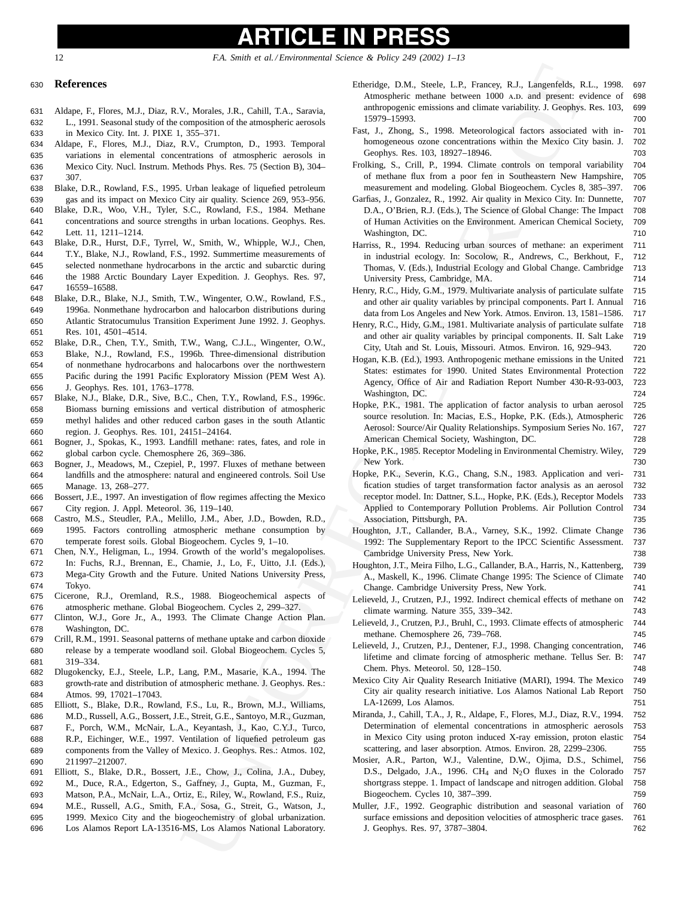## References

Aldape, F., Flores, M.J., Diaz, R.V., Morales, J.R., Cahill, T.A., Saravia, L., 1991. Seasonal study of the composition of the atmospheric aerosols in Mexico City. Int. J. PIXE 1, 355–371.

Aldape, F., Flores, M.J., Diaz, R.V., Crumpton, D., 1993. Temporal variations in elemental concentrations of atmospheric aerosols in Mexico City. Nucl. Instrum. Methods Phys. Res. 75 (Section B), 304–307.

Blake, D.R., Rowland, F.S., 1995. Urban leakage of liquefied petroleum gas and its impact on Mexico City air quality. Science 269, 953–956.

Blake, D.R., Woo, V.H., Tyler, S.C., Rowland, F.S., 1984. Methane concentrations and source strengths in urban locations. Geophys. Res. Lett. 11, 1211–1214.

Blake, D.R., Hurst, D.F., Tyrrel, W., Smith, W., Whipple, W.J., Chen, T.Y., Blake, N.J., Rowland, F.S., 1992. Summertime measurements of selected nonmethane hydrocarbons in the arctic and subarctic during the 1988 Arctic Boundary Layer Expedition. J. Geophys. Res. 97, 16559–16588.

Blake, D.R., Blake, N.J., Smith, T.W., Wingenter, O.W., Rowland, F.S., 1996a. Nonmethane hydrocarbon and halocarbon distributions during Atlantic Stratocumulus Transition Experiment June 1992. J. Geophys. Res. 101, 4501–4514.

Blake, D.R., Chen, T.Y., Smith, T.W., Wang, C.J.L., Wingenter, O.W., Blake, N.J., Rowland, F.S., 1996b. Three-dimensional distribution of nonmethane hydrocarbons and halocarbons over the northwestern Pacific during the 1991 Pacific Exploratory Mission (PEM West A). J. Geophys. Res. 101, 1763–1778.

Blake, N.J., Blake, D.R., Sive, B.C., Chen, T.Y., Rowland, F.S., 1996c. Biomass burning emissions and vertical distribution of atmospheric methyl halides and other reduced carbon gases in the south Atlantic region. J. Geophys. Res. 101, 24151–24164.

Bogner, J., Spokas, K., 1993. Landfill methane: rates, fates, and role in global carbon cycle. Chemosphere 26, 369–386.

Bogner, J., Meadows, M., Czepiel, P., 1997. Fluxes of methane between landfills and the atmosphere: natural and engineered controls. Soil Use Manage. 13, 268–277.

Bossert, J.E., 1997. An investigation of flow regimes affecting the Mexico City region. J. Appl. Meteorol. 36, 119–140.

Castro, M.S., Steudler, P.A., Melillo, J.M., Aber, J.D., Bowden, R.D., 1995. Factors controlling atmospheric methane consumption by temperate forest soils. Global Biogeochem. Cycles 9, 1–10.

Chen, N.Y., Heligman, L., 1994. Growth of the world's megalopolises. In: Fuchs, R.J., Brennan, E., Chamie, J., Lo, F., Uitto, J.I. (Eds.), Mega-City Growth and the Future. United Nations University Press, Tokyo.

Cicerone, R.J., Oremland, R.S., 1988. Biogeochemical aspects of atmospheric methane. Global Biogeochem. Cycles 2, 299–327.

Clinton, W.J., Gore Jr., A., 1993. The Climate Change Action Plan. Washington, DC.

Crill, R.M., 1991. Seasonal patterns of methane uptake and carbon dioxide release by a temperate woodland soil. Global Biogeochem. Cycles 5, 319–334.

Dlugokencky, E.J., Steele, L.P., Lang, P.M., Masarie, K.A., 1994. The growth-rate and distribution of atmospheric methane. J. Geophys. Res.: Atmos. 99, 17021–17043.

Elliott, S., Blake, D.R., Rowland, F.S., Lu, R., Brown, M.J., Williams, M.D., Russell, A.G., Bossert, J.E., Streit, G.E., Santoyo, M.R., Guzman, F., Porch, W.M., McNair, L.A., Keyantash, J., Kao, C.Y.J., Turco, R.P., Eichinger, W.E., 1997. Ventilation of liquefied petroleum gas components from the Valley of Mexico. J. Geophys. Res.: Atmos. 102, 211997–212007.

Elliott, S., Blake, D.R., Bossert, J.E., Chow, J., Colina, J.A., Dubey, M., Duce, R.A., Edgerton, S., Gaffney, J., Gupta, M., Guzman, F., Matson, P.A., McNair, L.A., Ortiz, E., Riley, W., Rowland, F.S., Ruiz, M.E., Russell, A.G., Smith, F.A., Sosa, G., Streit, G., Watson, J., 1999. Mexico City and the biogeochemistry of global urbanization. Los Alamos Report LA-13516-MS, Los Alamos National Laboratory.

Etheridge, D.M., Steele, L.P., Francey, R.J., Langenfelds, R.L., 1998. Atmospheric methane between 1000 A.D. and present: evidence of anthropogenic emissions and climate variability. J. Geophys. Res. 103, 15979–15993.

Fast, J., Zhong, S., 1998. Meteorological factors associated with inhomogeneous ozone concentrations within the Mexico City basin. J. Geophys. Res. 103, 18927–18946.

Frolking, S., Crill, P., 1994. Climate controls on temporal variability of methane flux from a poor fen in Southeastern New Hampshire, measurement and modeling. Global Biogeochem. Cycles 8, 385–397.

Garfias, J., Gonzalez, R., 1992. Air quality in Mexico City. In: Dunnette, D.A., O'Brien, R.J. (Eds.), The Science of Global Change: The Impact of Human Activities on the Environment. American Chemical Society, Washington, DC.

Harriss, R., 1994. Reducing urban sources of methane: an experiment in industrial ecology. In: Socolow, R., Andrews, C., Berkhout, F., Thomas, V. (Eds.), Industrial Ecology and Global Change. Cambridge University Press, Cambridge, MA.

Henry, R.C., Hidy, G.M., 1979. Multivariate analysis of particulate sulfate and other air quality variables by principal components. Part I. Annual data from Los Angeles and New York. Atmos. Environ. 13, 1581–1586.

Henry, R.C., Hidy, G.M., 1981. Multivariate analysis of particulate sulfate and other air quality variables by principal components. II. Salt Lake City, Utah and St. Louis, Missouri. Atmos. Environ. 16, 929–943.

Hogan, K.B. (Ed.), 1993. Anthropogenic methane emissions in the United States: estimates for 1990. United States Environmental Protection Agency, Office of Air and Radiation Report Number 430-R-93-003, Washington, DC.

Hopke, P.K., 1981. The application of factor analysis to urban aerosol source resolution. In: Macias, E.S., Hopke, P.K. (Eds.), Atmospheric Aerosol: Source/Air Quality Relationships. Symposium Series No. 167, American Chemical Society, Washington, DC.

Hopke, P.K., 1985. Receptor Modeling in Environmental Chemistry. Wiley, New York.

Hopke, P.K., Severin, K.G., Chang, S.N., 1983. Application and verification studies of target transformation factor analysis as an aerosol receptor model. In: Dattner, S.L., Hopke, P.K. (Eds.), Receptor Models Applied to Contemporary Pollution Problems. Air Pollution Control Association, Pittsburgh, PA.

Houghton, J.T., Callander, B.A., Varney, S.K., 1992. Climate Change 1992: The Supplementary Report to the IPCC Scientific Assessment. Cambridge University Press, New York.

Houghton, J.T., Meira Filho, L.G., Callander, B.A., Harris, N., Kattenberg, A., Maskell, K., 1996. Climate Change 1995: The Science of Climate Change. Cambridge University Press, New York.

Lelieveld, J., Crutzen, P.J., 1992. Indirect chemical effects of methane on climate warming. Nature 355, 339–342.

Lelieveld, J., Crutzen, P.J., Bruhl, C., 1993. Climate effects of atmospheric methane. Chemosphere 26, 739–768.

Lelieveld, J., Crutzen, P.J., Dentener, F.J., 1998. Changing concentration, lifetime and climate forcing of atmospheric methane. Tellus Ser. B: Chem. Phys. Meteorol. 50, 128–150.

Mexico City Air Quality Research Initiative (MARI), 1994. The Mexico City air quality research initiative. Los Alamos National Lab Report LA-12699, Los Alamos.

Miranda, J., Cahill, T.A., J, R., Aldape, F., Flores, M.J., Diaz, R.V., 1994. Determination of elemental concentrations in atmospheric aerosols in Mexico City using proton induced X-ray emission, proton elastic scattering, and laser absorption. Atmos. Environ. 28, 2299–2306.

Mosier, A.R., Parton, W.J., Valentine, D.W., Ojima, D.S., Schimel, D.S., Delgado, J.A., 1996. $CH_4$ and $N_2O$ fluxes in the Colorado shortgrass steppe. 1. Impact of landscape and nitrogen addition. Global Biogeochem. Cycles 10, 387–399.

Muller, J.F., 1992. Geographic distribution and seasonal variation of surface emissions and deposition velocities of atmospheric trace gases. J. Geophys. Res. 97, 3787–3804.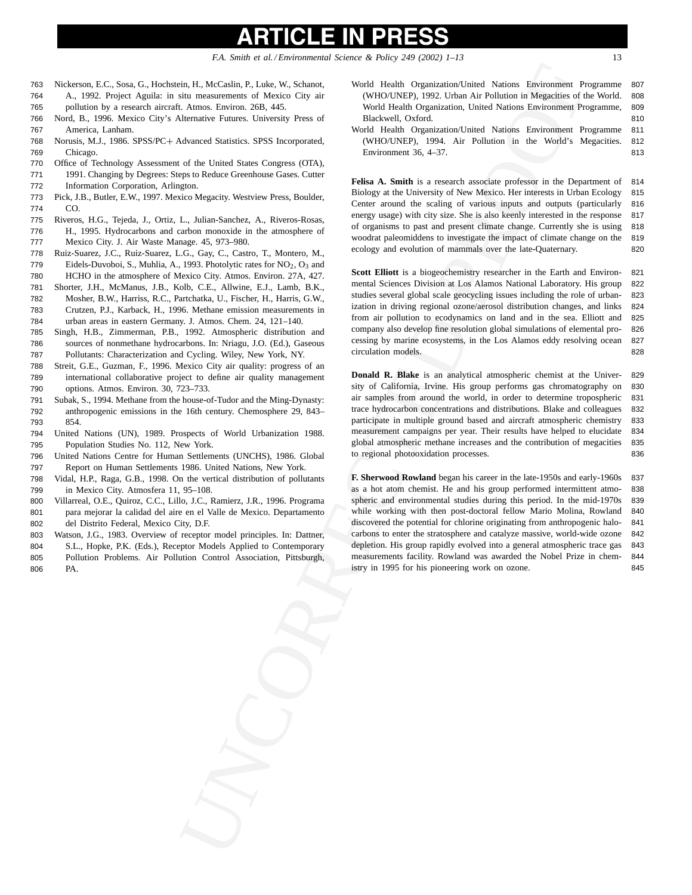Nickerson, E.C., Sosa, G., Hochstein, H., McCaslin, P., Luke, W., Schanot, A., 1992. Project Aguila: in situ measurements of Mexico City air pollution by a research aircraft. Atmos. Environ. 26B, 445.

Nord, B., 1996. Mexico City's Alternative Futures. University Press of America, Lanham.

Norusis, M.J., 1986. SPSS/PC+ Advanced Statistics. SPSS Incorporated, Chicago.

Office of Technology Assessment of the United States Congress (OTA), 1991. Changing by Degrees: Steps to Reduce Greenhouse Gases. Cutter Information Corporation, Arlington.

Pick, J.B., Butler, E.W., 1997. Mexico Megacity. Westview Press, Boulder, CO.

Riveros, H.G., Tejeda, J., Ortiz, L., Julian-Sanchez, A., Riveros-Rosas, H., 1995. Hydrocarbons and carbon monoxide in the atmosphere of Mexico City. J. Air Waste Manage. 45, 973–980.

Ruiz-Suarez, J.C., Ruiz-Suarez, L.G., Gay, C., Castro, T., Montero, M., Eidels-Duvoboi, S., Muhlia, A., 1993. Photolytic rates for $NO_2$, $O_3$ and HCHO in the atmosphere of Mexico City. Atmos. Environ. 27A, 427.

Shorter, J.H., McManus, J.B., Kolb, C.E., Allwine, E.J., Lamb, B.K., Mosher, B.W., Harriss, R.C., Partchatka, U., Fischer, H., Harris, G.W., Crutzen, P.J., Karback, H., 1996. Methane emission measurements in urban areas in eastern Germany. J. Atmos. Chem. 24, 121–140.

Singh, H.B., Zimmerman, P.B., 1992. Atmospheric distribution and sources of nonmethane hydrocarbons. In: Nriagu, J.O. (Ed.), Gaseous Pollutants: Characterization and Cycling. Wiley, New York, NY.

Streit, G.E., Guzman, F., 1996. Mexico City air quality: progress of an international collaborative project to define air quality management options. Atmos. Environ. 30, 723–733.

Subak, S., 1994. Methane from the house-of-Tudor and the Ming-Dynasty: anthropogenic emissions in the 16th century. Chemosphere 29, 843–854.

United Nations (UN), 1989. Prospects of World Urbanization 1988. Population Studies No. 112, New York.

United Nations Centre for Human Settlements (UNCHS), 1986. Global Report on Human Settlements 1986. United Nations, New York.

Vidal, H.P., Raga, G.B., 1998. On the vertical distribution of pollutants in Mexico City. Atmosfera 11, 95–108.

Villarreal, O.E., Quiroz, C.C., Lillo, J.C., Ramierz, J.R., 1996. Programa para mejorar la calidad del aire en el Valle de Mexico. Departamento del Distrito Federal, Mexico City, D.F.

Watson, J.G., 1983. Overview of receptor model principles. In: Dattner, S.L., Hopke, P.K. (Eds.), Receptor Models Applied to Contemporary Pollution Problems. Air Pollution Control Association, Pittsburgh, PA.

World Health Organization/United Nations Environment Programme (WHO/UNEP), 1992. Urban Air Pollution in Megacities of the World. World Health Organization, United Nations Environment Programme, Blackwell, Oxford.

World Health Organization/United Nations Environment Programme (WHO/UNEP), 1994. Air Pollution in the World's Megacities. Environment 36, 4–37.

**Felisa A. Smith** is a research associate professor in the Department of Biology at the University of New Mexico. Her interests in Urban Ecology Center around the scaling of various inputs and outputs (particularly energy usage) with city size. She is also keenly interested in the response of organisms to past and present climate change. Currently she is using woodrat paleomiddens to investigate the impact of climate change on the ecology and evolution of mammals over the late-Quaternary.

**Scott Elliott** is a biogeochemistry researcher in the Earth and Environmental Sciences Division at Los Alamos National Laboratory. His group studies several global scale geocycling issues including the role of urbanization in driving regional ozone/aerosol distribution changes, and links from air pollution to ecodynamics on land and in the sea. Elliott and company also develop fine resolution global simulations of elemental processing by marine ecosystems, in the Los Alamos eddy resolving ocean circulation models.

**Donald R. Blake** is an analytical atmospheric chemist at the University of California, Irvine. His group performs gas chromatography on air samples from around the world, in order to determine tropospheric trace hydrocarbon concentrations and distributions. Blake and colleagues participate in multiple ground based and aircraft atmospheric chemistry measurement campaigns per year. Their results have helped to elucidate global atmospheric methane increases and the contribution of megacities to regional photooxidation processes.

**F. Sherwood Rowland** began his career in the late-1950s and early-1960s as a hot atom chemist. He and his group performed intermittent atmospheric and environmental studies during this period. In the mid-1970s while working with then post-doctoral fellow Mario Molina, Rowland discovered the potential for chlorine originating from anthropogenic halocarbons to enter the stratosphere and catalyze massive, world-wide ozone depletion. His group rapidly evolved into a general atmospheric trace gas measurements facility. Rowland was awarded the Nobel Prize in chemistry in 1995 for his pioneering work on ozone.